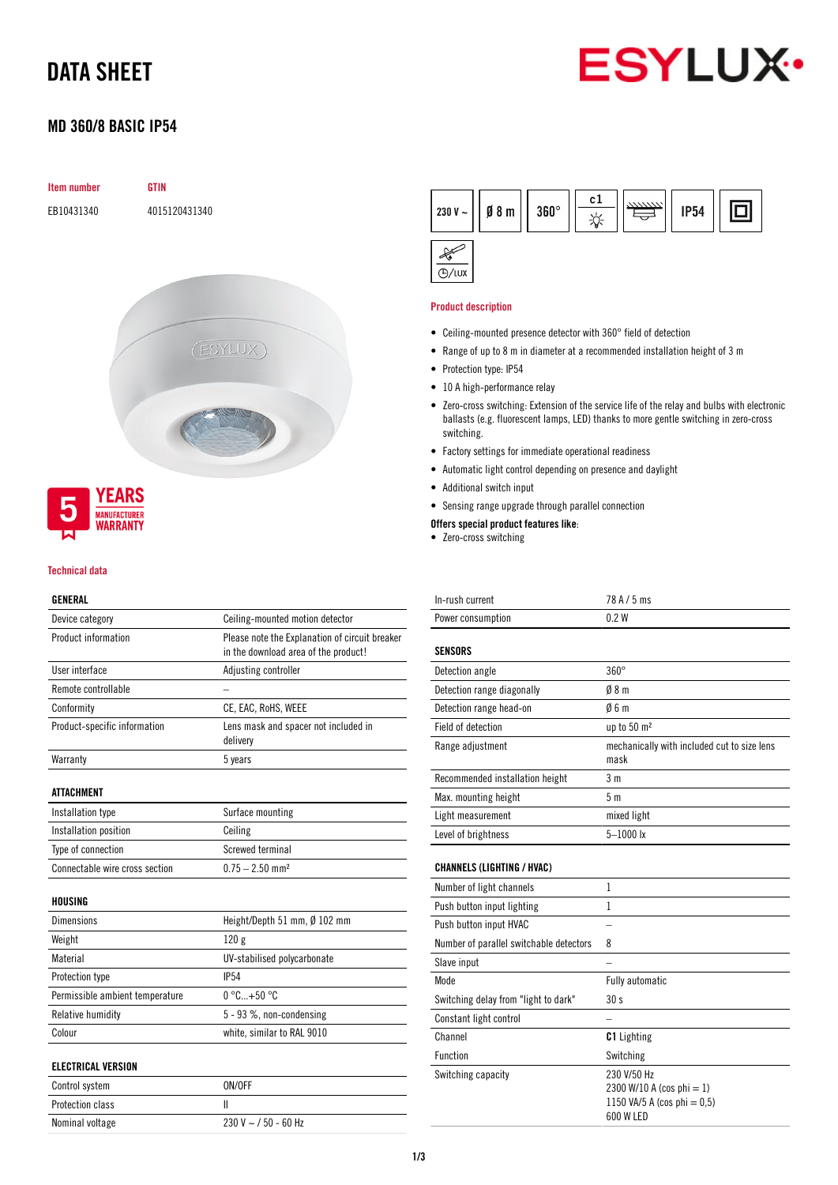# DATA SHEET

ESYLUX

## MD 360/8 BASIC IP54

| Item number | GTIN |
|---|---|
| EB10431340 | 4015120431340 |

230 V ~ | Ø 8 m | 360° | c1 | IP54

5 YEARS MANUFACTURER WARRANTY

### Product description

- Ceiling-mounted presence detector with 360° field of detection
- Range of up to 8 m in diameter at a recommended installation height of 3 m
- Protection type: IP54
- 10 A high-performance relay
- Zero-cross switching: Extension of the service life of the relay and bulbs with electronic ballasts (e.g. fluorescent lamps, LED) thanks to more gentle switching in zero-cross switching.
- Factory settings for immediate operational readiness
- Automatic light control depending on presence and daylight
- Additional switch input
- Sensing range upgrade through parallel connection

**Offers special product features like:**

- Zero-cross switching

### Technical data

| GENERAL | |
|---|---|
| Device category | Ceiling-mounted motion detector |
| Product information | Please note the Explanation of circuit breaker in the download area of the product! |
| User interface | Adjusting controller |
| Remote controllable | – |
| Conformity | CE, EAC, RoHS, WEEE |
| Product-specific information | Lens mask and spacer not included in delivery |
| Warranty | 5 years |

| ATTACHMENT | |
|---|---|
| Installation type | Surface mounting |
| Installation position | Ceiling |
| Type of connection | Screwed terminal |
| Connectable wire cross section | 0.75 – 2.50 mm² |

| HOUSING | |
|---|---|
| Dimensions | Height/Depth 51 mm, Ø 102 mm |
| Weight | 120 g |
| Material | UV-stabilised polycarbonate |
| Protection type | IP54 |
| Permissible ambient temperature | 0 °C...+50 °C |
| Relative humidity | 5 - 93 %, non-condensing |
| Colour | white, similar to RAL 9010 |

| ELECTRICAL VERSION | |
|---|---|
| Control system | ON/OFF |
| Protection class | II |
| Nominal voltage | 230 V ~ / 50 - 60 Hz |
| In-rush current | 78 A / 5 ms |
| Power consumption | 0.2 W |

| SENSORS | |
|---|---|
| Detection angle | 360° |
| Detection range diagonally | Ø 8 m |
| Detection range head-on | Ø 6 m |
| Field of detection | up to 50 m² |
| Range adjustment | mechanically with included cut to size lens mask |
| Recommended installation height | 3 m |
| Max. mounting height | 5 m |
| Light measurement | mixed light |
| Level of brightness | 5–1000 lx |

| CHANNELS (LIGHTING / HVAC) | |
|---|---|
| Number of light channels | 1 |
| Push button input lighting | 1 |
| Push button input HVAC | – |
| Number of parallel switchable detectors | 8 |
| Slave input | – |
| Mode | Fully automatic |
| Switching delay from "light to dark" | 30 s |
| Constant light control | – |
| Channel | **C1** Lighting |
| Function | Switching |
| Switching capacity | 230 V/50 Hz<br>2300 W/10 A (cos phi = 1)<br>1150 VA/5 A (cos phi = 0,5)<br>600 W LED |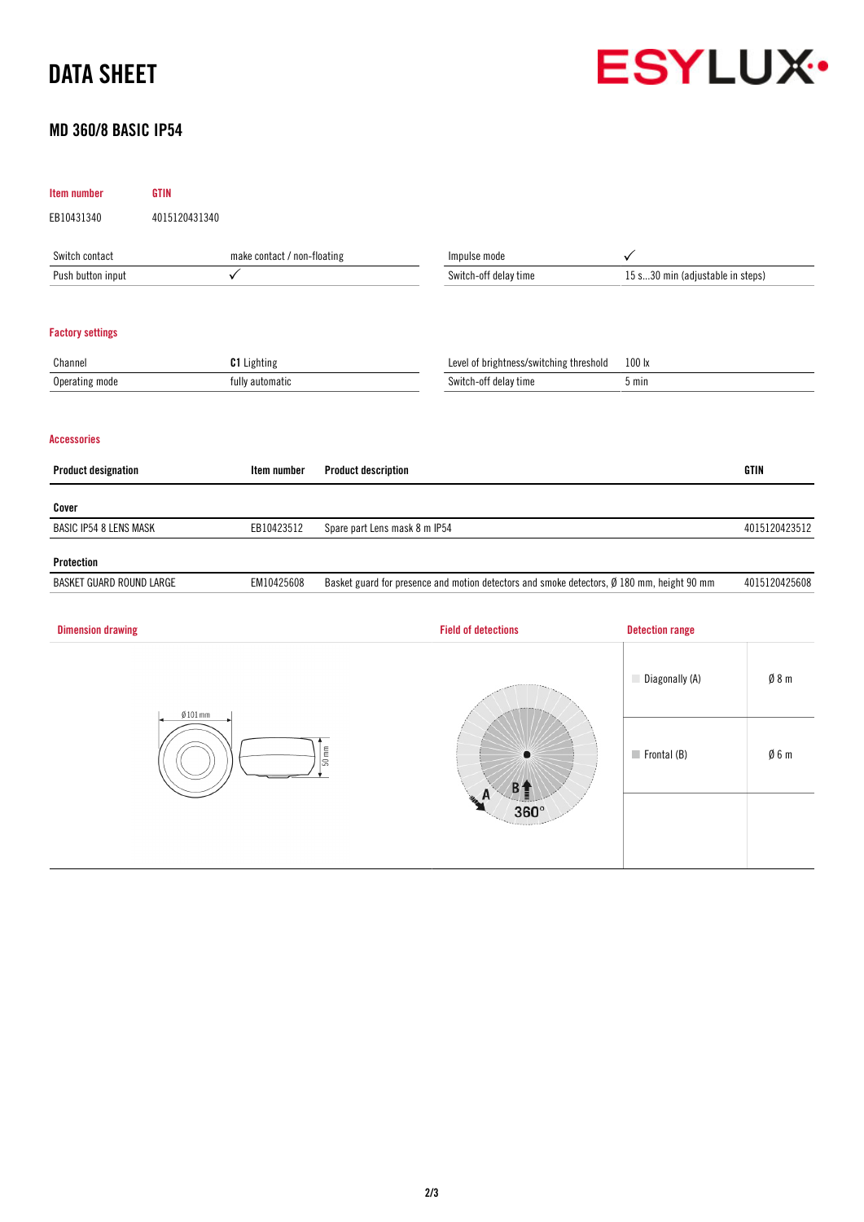# DATA SHEET

## MD 360/8 BASIC IP54

| Item number | GTIN |
|---|---|
| EB10431340 | 4015120431340 |

| | | | |
|---|---|---|---|
| Switch contact | make contact / non-floating | Impulse mode | ✓ |
| Push button input | ✓ | Switch-off delay time | 15 s...30 min (adjustable in steps) |

### Factory settings

| | | | |
|---|---|---|---|
| Channel | **C1** Lighting | Level of brightness/switching threshold | 100 lx |
| Operating mode | fully automatic | Switch-off delay time | 5 min |

### Accessories

| Product designation | Item number | Product description | GTIN |
|---|---|---|---|
| **Cover** | | | |
| BASIC IP54 8 LENS MASK | EB10423512 | Spare part Lens mask 8 m IP54 | 4015120423512 |
| **Protection** | | | |
| BASKET GUARD ROUND LARGE | EM10425608 | Basket guard for presence and motion detectors and smoke detectors, Ø 180 mm, height 90 mm | 4015120425608 |

### Dimension drawing

Ø 101 mm

50 mm

### Field of detections

A B 360°

### Detection range

| | |
|---|---|
| Diagonally (A) | Ø 8 m |
| Frontal (B) | Ø 6 m |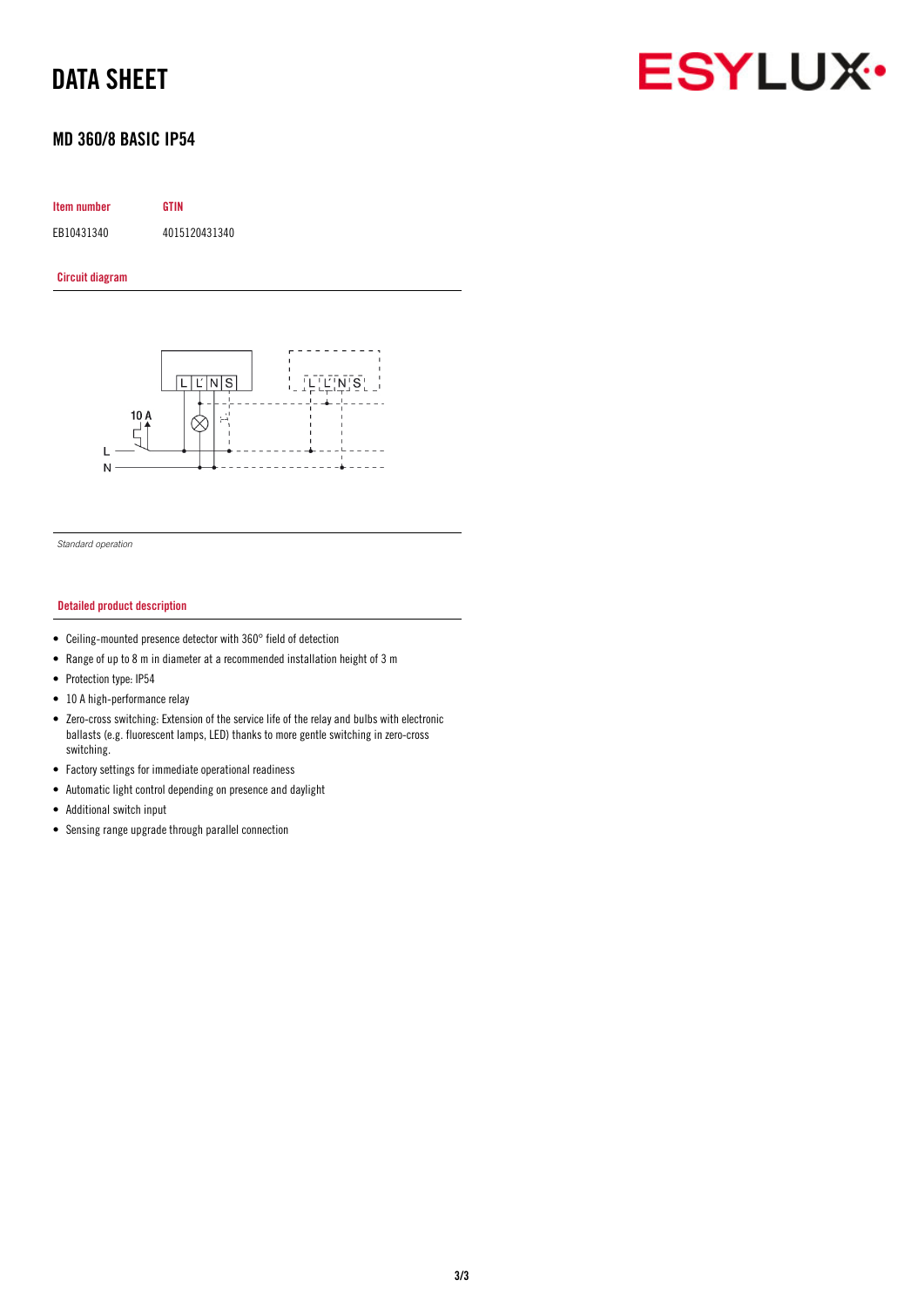# DATA SHEET

## MD 360/8 BASIC IP54

| Item number | GTIN |
| --- | --- |
| EB10431340 | 4015120431340 |

### Circuit diagram

L L' N S

10 A

L

N

*Standard operation*

### Detailed product description

- Ceiling-mounted presence detector with 360° field of detection
- Range of up to 8 m in diameter at a recommended installation height of 3 m
- Protection type: IP54
- 10 A high-performance relay
- Zero-cross switching: Extension of the service life of the relay and bulbs with electronic ballasts (e.g. fluorescent lamps, LED) thanks to more gentle switching in zero-cross switching.
- Factory settings for immediate operational readiness
- Automatic light control depending on presence and daylight
- Additional switch input
- Sensing range upgrade through parallel connection